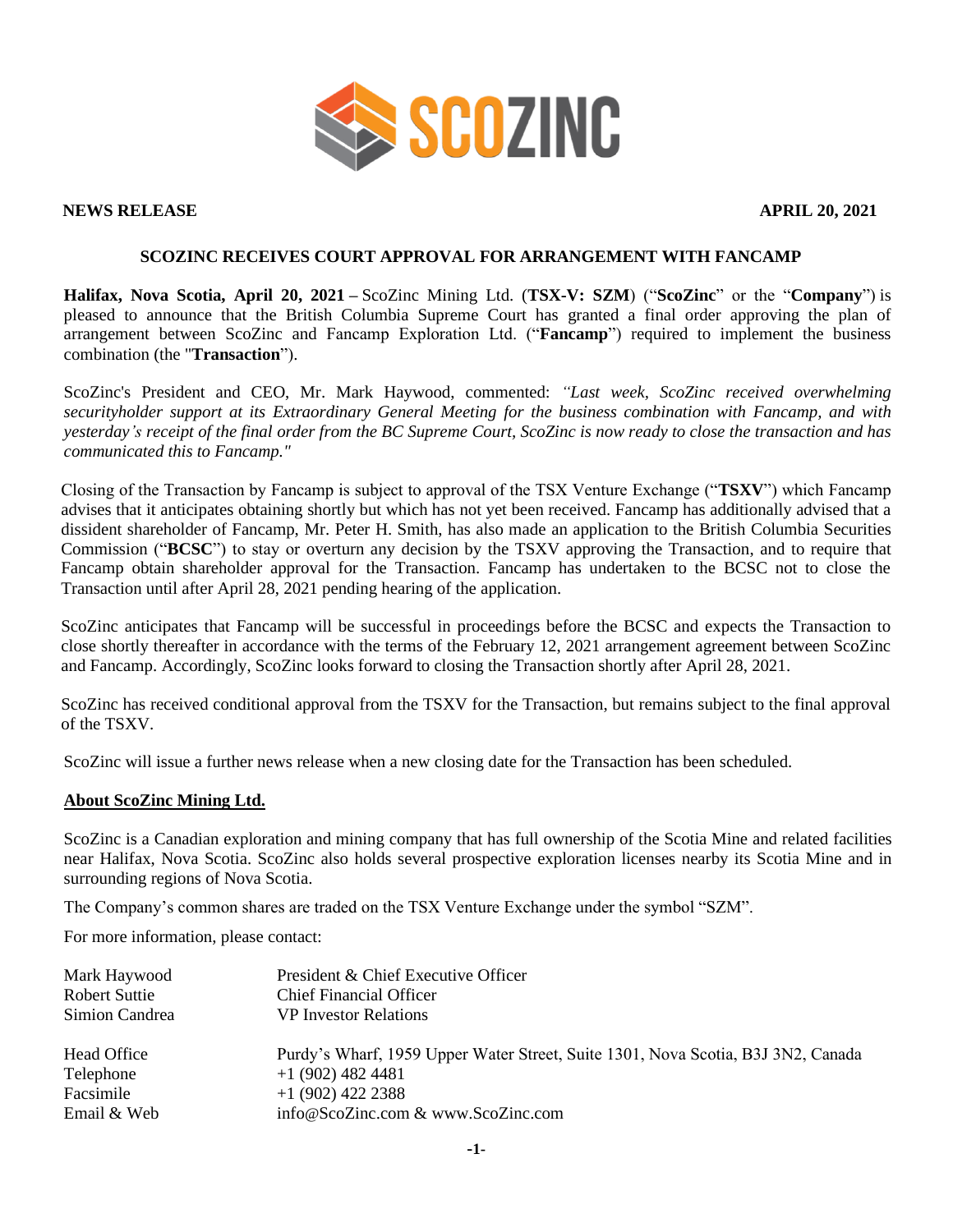**NEWS RELEASE** **APRIL 20, 2021**

## SCOZINC RECEIVES COURT APPROVAL FOR ARRANGEMENT WITH FANCAMP

**Halifax, Nova Scotia, April 20, 2021 –** ScoZinc Mining Ltd. (**TSX-V: SZM**) ("**ScoZinc**" or the "**Company**") is pleased to announce that the British Columbia Supreme Court has granted a final order approving the plan of arrangement between ScoZinc and Fancamp Exploration Ltd. ("**Fancamp**") required to implement the business combination (the "**Transaction**").

ScoZinc's President and CEO, Mr. Mark Haywood, commented: *"Last week, ScoZinc received overwhelming securityholder support at its Extraordinary General Meeting for the business combination with Fancamp, and with yesterday's receipt of the final order from the BC Supreme Court, ScoZinc is now ready to close the transaction and has communicated this to Fancamp."*

Closing of the Transaction by Fancamp is subject to approval of the TSX Venture Exchange ("**TSXV**") which Fancamp advises that it anticipates obtaining shortly but which has not yet been received. Fancamp has additionally advised that a dissident shareholder of Fancamp, Mr. Peter H. Smith, has also made an application to the British Columbia Securities Commission ("**BCSC**") to stay or overturn any decision by the TSXV approving the Transaction, and to require that Fancamp obtain shareholder approval for the Transaction. Fancamp has undertaken to the BCSC not to close the Transaction until after April 28, 2021 pending hearing of the application.

ScoZinc anticipates that Fancamp will be successful in proceedings before the BCSC and expects the Transaction to close shortly thereafter in accordance with the terms of the February 12, 2021 arrangement agreement between ScoZinc and Fancamp. Accordingly, ScoZinc looks forward to closing the Transaction shortly after April 28, 2021.

ScoZinc has received conditional approval from the TSXV for the Transaction, but remains subject to the final approval of the TSXV.

ScoZinc will issue a further news release when a new closing date for the Transaction has been scheduled.

### About ScoZinc Mining Ltd.

ScoZinc is a Canadian exploration and mining company that has full ownership of the Scotia Mine and related facilities near Halifax, Nova Scotia. ScoZinc also holds several prospective exploration licenses nearby its Scotia Mine and in surrounding regions of Nova Scotia.

The Company's common shares are traded on the TSX Venture Exchange under the symbol "SZM".

For more information, please contact:

| | |
|---|---|
| Mark Haywood | President & Chief Executive Officer |
| Robert Suttie | Chief Financial Officer |
| Simion Candrea | VP Investor Relations |
| Head Office | Purdy's Wharf, 1959 Upper Water Street, Suite 1301, Nova Scotia, B3J 3N2, Canada |
| Telephone | +1 (902) 482 4481 |
| Facsimile | +1 (902) 422 2388 |
| Email & Web | info@ScoZinc.com & www.ScoZinc.com |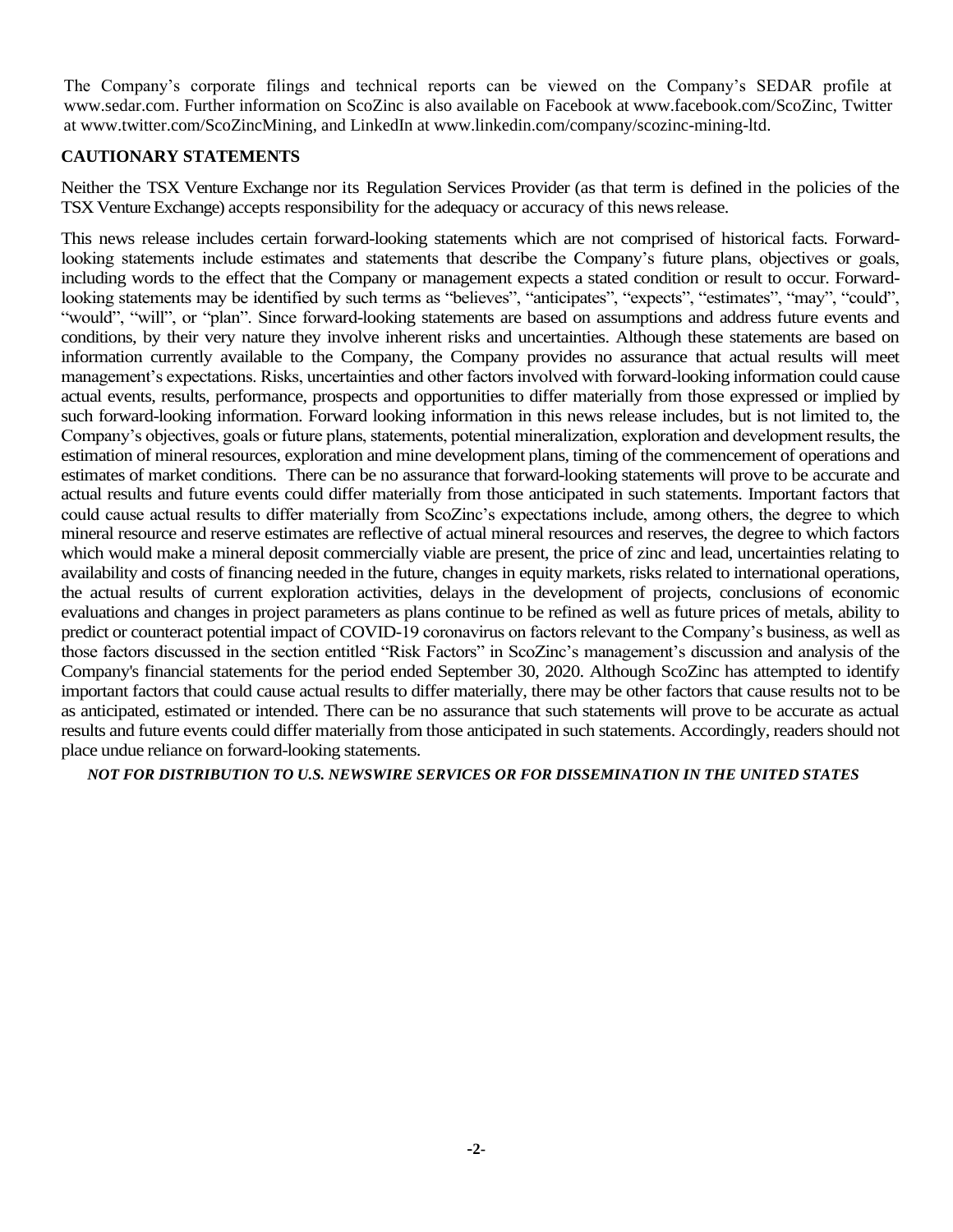The Company's corporate filings and technical reports can be viewed on the Company's SEDAR profile at www.sedar.com. Further information on ScoZinc is also available on Facebook at www.facebook.com/ScoZinc, Twitter at www.twitter.com/ScoZincMining, and LinkedIn at www.linkedin.com/company/scozinc-mining-ltd.

**CAUTIONARY STATEMENTS**

Neither the TSX Venture Exchange nor its Regulation Services Provider (as that term is defined in the policies of the TSX Venture Exchange) accepts responsibility for the adequacy or accuracy of this news release.

This news release includes certain forward-looking statements which are not comprised of historical facts. Forward-looking statements include estimates and statements that describe the Company's future plans, objectives or goals, including words to the effect that the Company or management expects a stated condition or result to occur. Forward-looking statements may be identified by such terms as "believes", "anticipates", "expects", "estimates", "may", "could", "would", "will", or "plan". Since forward-looking statements are based on assumptions and address future events and conditions, by their very nature they involve inherent risks and uncertainties. Although these statements are based on information currently available to the Company, the Company provides no assurance that actual results will meet management's expectations. Risks, uncertainties and other factors involved with forward-looking information could cause actual events, results, performance, prospects and opportunities to differ materially from those expressed or implied by such forward-looking information. Forward looking information in this news release includes, but is not limited to, the Company's objectives, goals or future plans, statements, potential mineralization, exploration and development results, the estimation of mineral resources, exploration and mine development plans, timing of the commencement of operations and estimates of market conditions. There can be no assurance that forward-looking statements will prove to be accurate and actual results and future events could differ materially from those anticipated in such statements. Important factors that could cause actual results to differ materially from ScoZinc's expectations include, among others, the degree to which mineral resource and reserve estimates are reflective of actual mineral resources and reserves, the degree to which factors which would make a mineral deposit commercially viable are present, the price of zinc and lead, uncertainties relating to availability and costs of financing needed in the future, changes in equity markets, risks related to international operations, the actual results of current exploration activities, delays in the development of projects, conclusions of economic evaluations and changes in project parameters as plans continue to be refined as well as future prices of metals, ability to predict or counteract potential impact of COVID-19 coronavirus on factors relevant to the Company's business, as well as those factors discussed in the section entitled "Risk Factors" in ScoZinc's management's discussion and analysis of the Company's financial statements for the period ended September 30, 2020. Although ScoZinc has attempted to identify important factors that could cause actual results to differ materially, there may be other factors that cause results not to be as anticipated, estimated or intended. There can be no assurance that such statements will prove to be accurate as actual results and future events could differ materially from those anticipated in such statements. Accordingly, readers should not place undue reliance on forward-looking statements.

***NOT FOR DISTRIBUTION TO U.S. NEWSWIRE SERVICES OR FOR DISSEMINATION IN THE UNITED STATES***